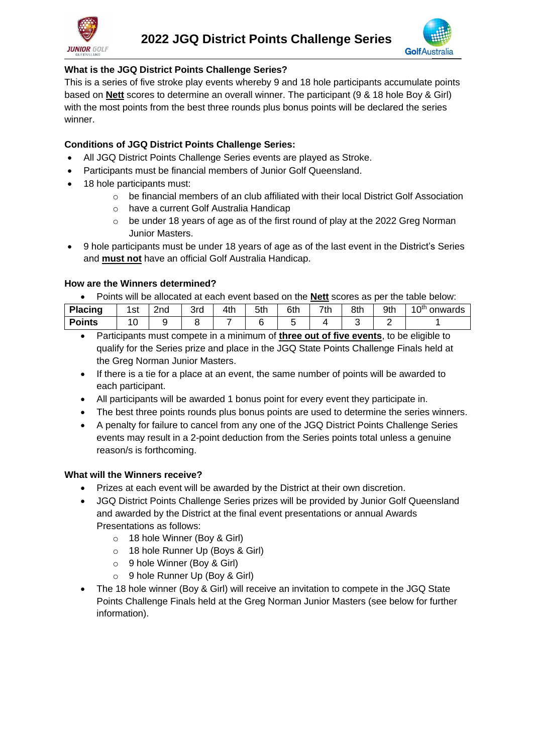# 2022 JGQ District Points Challenge Series

### What is the JGQ District Points Challenge Series?

This is a series of five stroke play events whereby 9 and 18 hole participants accumulate points based on **Nett** scores to determine an overall winner. The participant (9 & 18 hole Boy & Girl) with the most points from the best three rounds plus bonus points will be declared the series winner.

### Conditions of JGQ District Points Challenge Series:

- All JGQ District Points Challenge Series events are played as Stroke.
- Participants must be financial members of Junior Golf Queensland.
- 18 hole participants must:
    - be financial members of an club affiliated with their local District Golf Association
    - have a current Golf Australia Handicap
    - be under 18 years of age as of the first round of play at the 2022 Greg Norman Junior Masters.
- 9 hole participants must be under 18 years of age as of the last event in the District's Series and **must not** have an official Golf Australia Handicap.

### How are the Winners determined?

- Points will be allocated at each event based on the **Nett** scores as per the table below:

| Placing | 1st | 2nd | 3rd | 4th | 5th | 6th | 7th | 8th | 9th | 10th onwards |
|---|---|---|---|---|---|---|---|---|---|---|
| Points | 10 | 9 | 8 | 7 | 6 | 5 | 4 | 3 | 2 | 1 |

- Participants must compete in a minimum of **three out of five events**, to be eligible to qualify for the Series prize and place in the JGQ State Points Challenge Finals held at the Greg Norman Junior Masters.
- If there is a tie for a place at an event, the same number of points will be awarded to each participant.
- All participants will be awarded 1 bonus point for every event they participate in.
- The best three points rounds plus bonus points are used to determine the series winners.
- A penalty for failure to cancel from any one of the JGQ District Points Challenge Series events may result in a 2-point deduction from the Series points total unless a genuine reason/s is forthcoming.

### What will the Winners receive?

- Prizes at each event will be awarded by the District at their own discretion.
- JGQ District Points Challenge Series prizes will be provided by Junior Golf Queensland and awarded by the District at the final event presentations or annual Awards Presentations as follows:
    - 18 hole Winner (Boy & Girl)
    - 18 hole Runner Up (Boys & Girl)
    - 9 hole Winner (Boy & Girl)
    - 9 hole Runner Up (Boy & Girl)
- The 18 hole winner (Boy & Girl) will receive an invitation to compete in the JGQ State Points Challenge Finals held at the Greg Norman Junior Masters (see below for further information).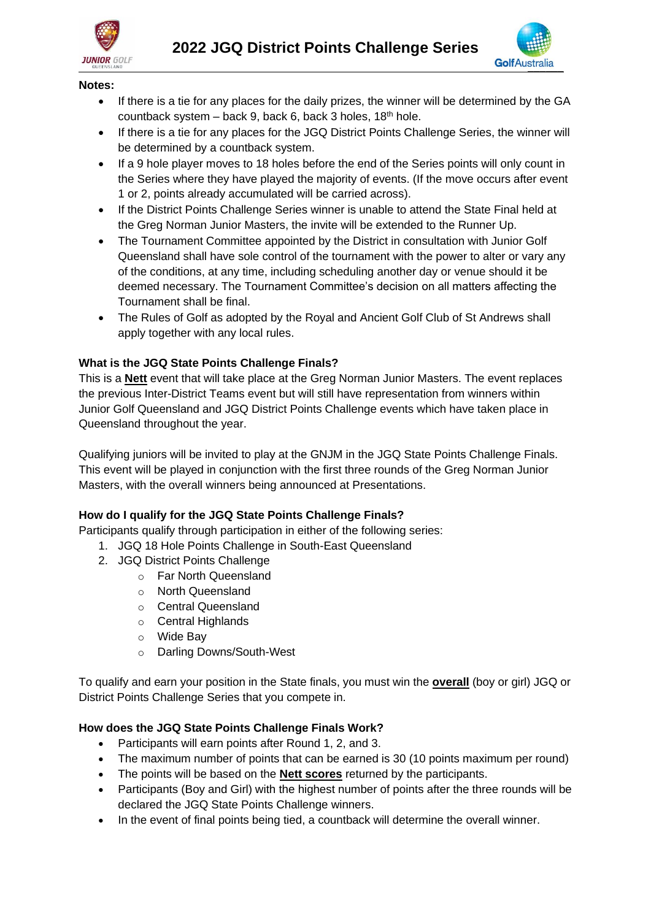**Notes:**

- If there is a tie for any places for the daily prizes, the winner will be determined by the GA countback system – back 9, back 6, back 3 holes, 18th hole.
- If there is a tie for any places for the JGQ District Points Challenge Series, the winner will be determined by a countback system.
- If a 9 hole player moves to 18 holes before the end of the Series points will only count in the Series where they have played the majority of events. (If the move occurs after event 1 or 2, points already accumulated will be carried across).
- If the District Points Challenge Series winner is unable to attend the State Final held at the Greg Norman Junior Masters, the invite will be extended to the Runner Up.
- The Tournament Committee appointed by the District in consultation with Junior Golf Queensland shall have sole control of the tournament with the power to alter or vary any of the conditions, at any time, including scheduling another day or venue should it be deemed necessary. The Tournament Committee's decision on all matters affecting the Tournament shall be final.
- The Rules of Golf as adopted by the Royal and Ancient Golf Club of St Andrews shall apply together with any local rules.

**What is the JGQ State Points Challenge Finals?**

This is a **Nett** event that will take place at the Greg Norman Junior Masters. The event replaces the previous Inter-District Teams event but will still have representation from winners within Junior Golf Queensland and JGQ District Points Challenge events which have taken place in Queensland throughout the year.

Qualifying juniors will be invited to play at the GNJM in the JGQ State Points Challenge Finals. This event will be played in conjunction with the first three rounds of the Greg Norman Junior Masters, with the overall winners being announced at Presentations.

**How do I qualify for the JGQ State Points Challenge Finals?**

Participants qualify through participation in either of the following series:

1. JGQ 18 Hole Points Challenge in South-East Queensland
2. JGQ District Points Challenge
   - Far North Queensland
   - North Queensland
   - Central Queensland
   - Central Highlands
   - Wide Bay
   - Darling Downs/South-West

To qualify and earn your position in the State finals, you must win the **overall** (boy or girl) JGQ or District Points Challenge Series that you compete in.

**How does the JGQ State Points Challenge Finals Work?**

- Participants will earn points after Round 1, 2, and 3.
- The maximum number of points that can be earned is 30 (10 points maximum per round)
- The points will be based on the **Nett scores** returned by the participants.
- Participants (Boy and Girl) with the highest number of points after the three rounds will be declared the JGQ State Points Challenge winners.
- In the event of final points being tied, a countback will determine the overall winner.